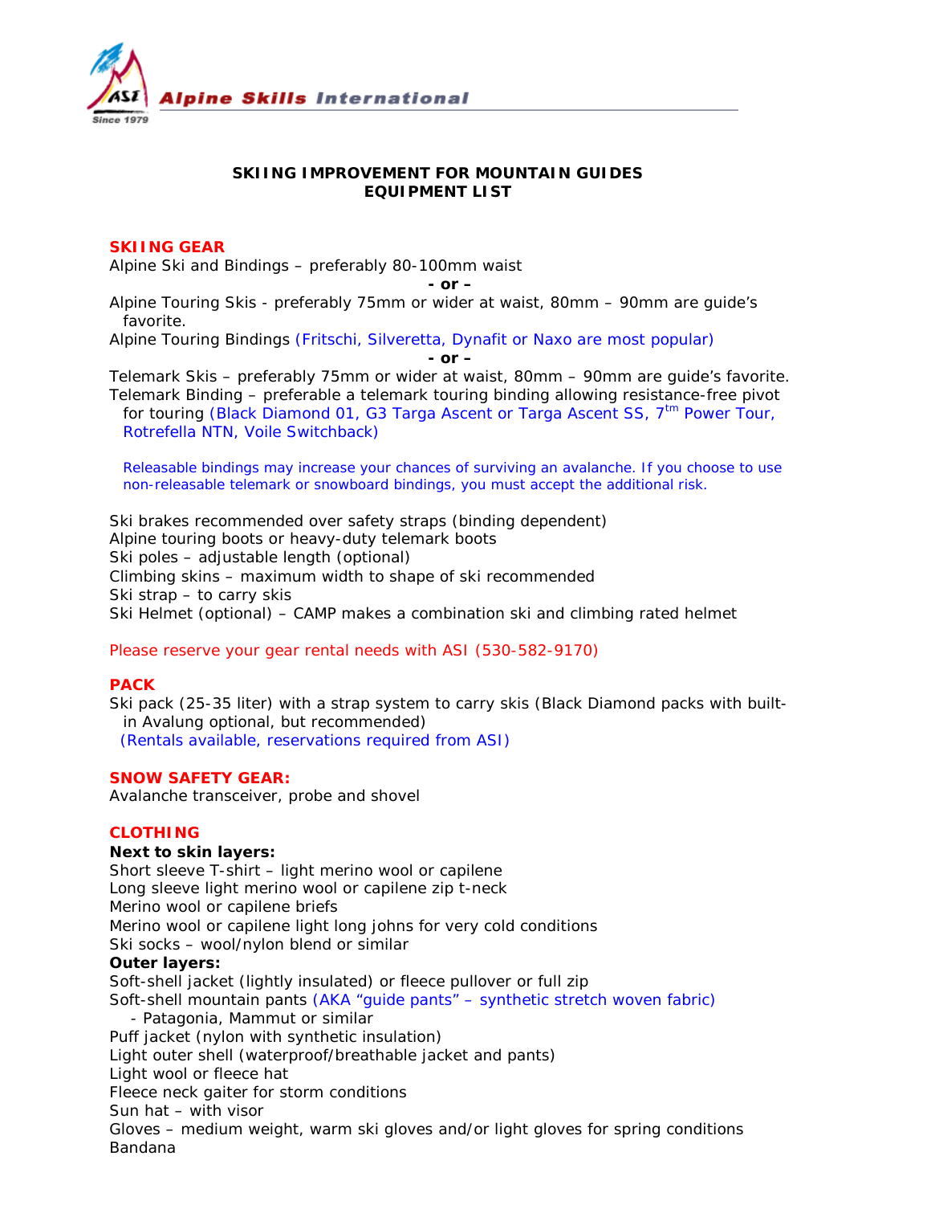Alpine Skills International

Since 1979

# SKIING IMPROVEMENT FOR MOUNTAIN GUIDES
# EQUIPMENT LIST

## SKIING GEAR

Alpine Ski and Bindings – preferably 80-100mm waist

**- or –**

Alpine Touring Skis - preferably 75mm or wider at waist, 80mm – 90mm are guide's favorite.

Alpine Touring Bindings (Fritschi, Silveretta, Dynafit or Naxo are most popular)

**- or –**

Telemark Skis – preferably 75mm or wider at waist, 80mm – 90mm are guide's favorite.

Telemark Binding – preferable a telemark touring binding allowing resistance-free pivot for touring (Black Diamond 01, G3 Targa Ascent or Targa Ascent SS, 7tm Power Tour, Rotrefella NTN, Voile Switchback)

Releasable bindings may increase your chances of surviving an avalanche. If you choose to use non-releasable telemark or snowboard bindings, you must accept the additional risk.

Ski brakes recommended over safety straps (binding dependent)
Alpine touring boots or heavy-duty telemark boots
Ski poles – adjustable length (optional)
Climbing skins – maximum width to shape of ski recommended
Ski strap – to carry skis
Ski Helmet (optional) – CAMP makes a combination ski and climbing rated helmet

Please reserve your gear rental needs with ASI (530-582-9170)

## PACK

Ski pack (25-35 liter) with a strap system to carry skis (Black Diamond packs with built-in Avalung optional, but recommended)
(Rentals available, reservations required from ASI)

## SNOW SAFETY GEAR:

Avalanche transceiver, probe and shovel

## CLOTHING

**Next to skin layers:**

Short sleeve T-shirt – light merino wool or capilene
Long sleeve light merino wool or capilene zip t-neck
Merino wool or capilene briefs
Merino wool or capilene light long johns for very cold conditions
Ski socks – wool/nylon blend or similar

**Outer layers:**

Soft-shell jacket (lightly insulated) or fleece pullover or full zip
Soft-shell mountain pants (AKA "guide pants" – synthetic stretch woven fabric)
- Patagonia, Mammut or similar

Puff jacket (nylon with synthetic insulation)
Light outer shell (waterproof/breathable jacket and pants)
Light wool or fleece hat
Fleece neck gaiter for storm conditions
Sun hat – with visor
Gloves – medium weight, warm ski gloves and/or light gloves for spring conditions
Bandana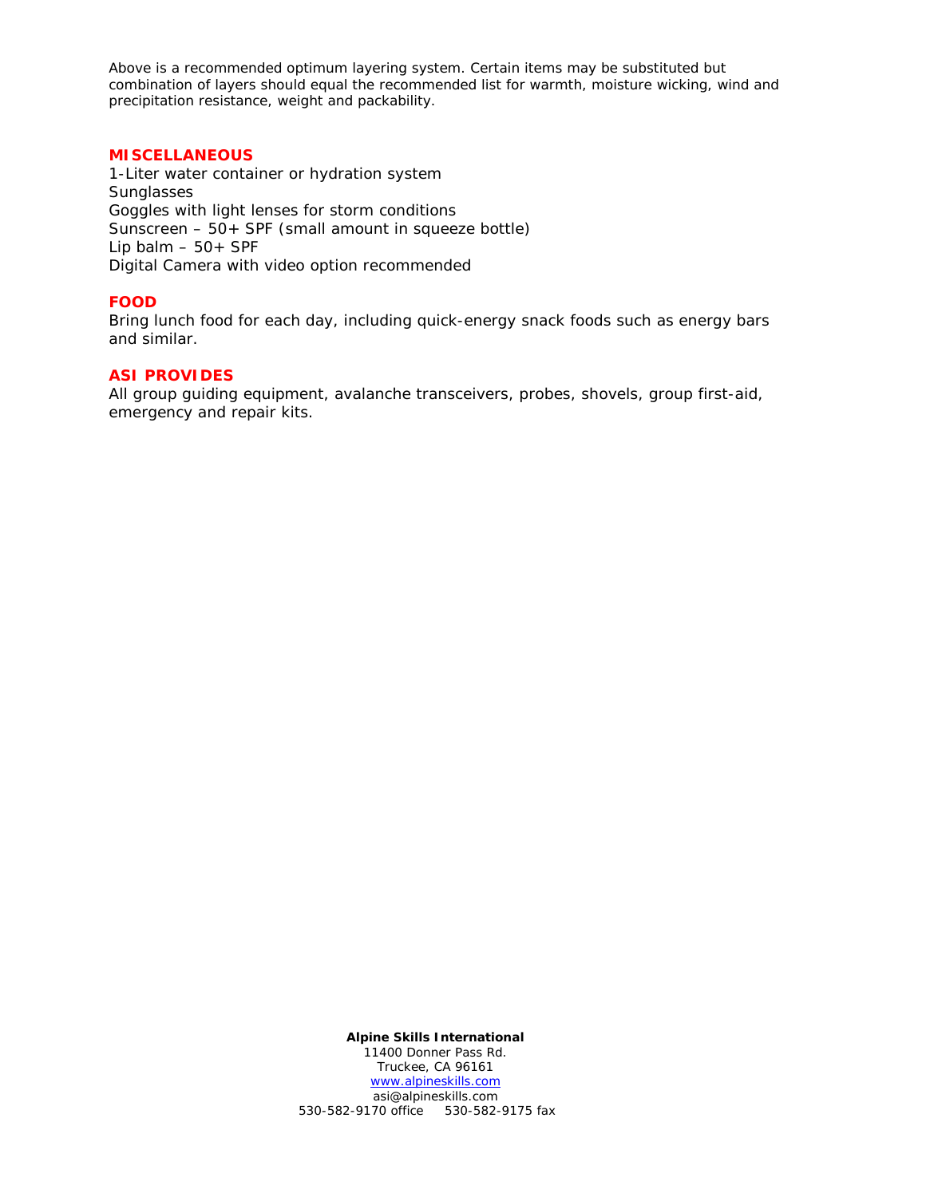Above is a recommended optimum layering system. Certain items may be substituted but combination of layers should equal the recommended list for warmth, moisture wicking, wind and precipitation resistance, weight and packability.

## MISCELLANEOUS

1-Liter water container or hydration system
Sunglasses
Goggles with light lenses for storm conditions
Sunscreen – 50+ SPF (small amount in squeeze bottle)
Lip balm – 50+ SPF
Digital Camera with video option recommended

## FOOD

Bring lunch food for each day, including quick-energy snack foods such as energy bars and similar.

## ASI PROVIDES

All group guiding equipment, avalanche transceivers, probes, shovels, group first-aid, emergency and repair kits.

**Alpine Skills International**
11400 Donner Pass Rd.
Truckee, CA 96161
www.alpineskills.com
asi@alpineskills.com
530-582-9170 office     530-582-9175 fax